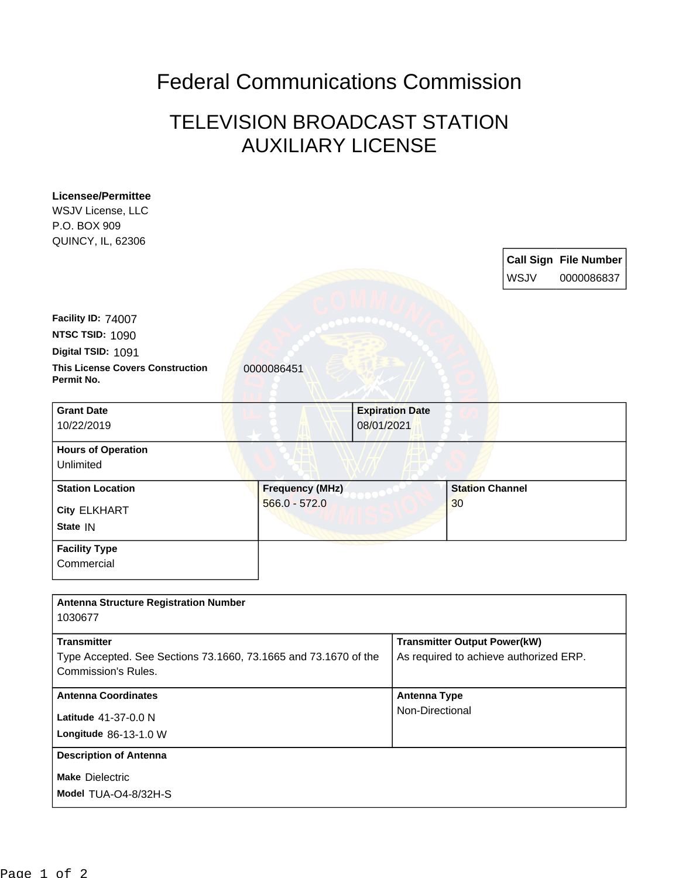# Federal Communications Commission

## TELEVISION BROADCAST STATION AUXILIARY LICENSE

**Licensee/Permittee**
WSJV License, LLC
P.O. BOX 909
QUINCY, IL, 62306

| Call Sign | File Number |
|---|---|
| WSJV | 0000086837 |

**Facility ID:** 74007
**NTSC TSID:** 1090
**Digital TSID:** 1091
**This License Covers Construction Permit No.** 0000086451

| Grant Date | Expiration Date |
|---|---|
| 10/22/2019 | 08/01/2021 |

**Hours of Operation**
Unlimited

| Station Location | Frequency (MHz) | Station Channel |
|---|---|---|
| City ELKHART<br>State IN | 566.0 - 572.0 | 30 |

**Facility Type**
Commercial

**Antenna Structure Registration Number**
1030677

| Transmitter | Transmitter Output Power(kW) |
|---|---|
| Type Accepted. See Sections 73.1660, 73.1665 and 73.1670 of the Commission's Rules. | As required to achieve authorized ERP. |

| Antenna Coordinates | Antenna Type |
|---|---|
| Latitude 41-37-0.0 N<br>Longitude 86-13-1.0 W | Non-Directional |

**Description of Antenna**
**Make** Dielectric
**Model** TUA-O4-8/32H-S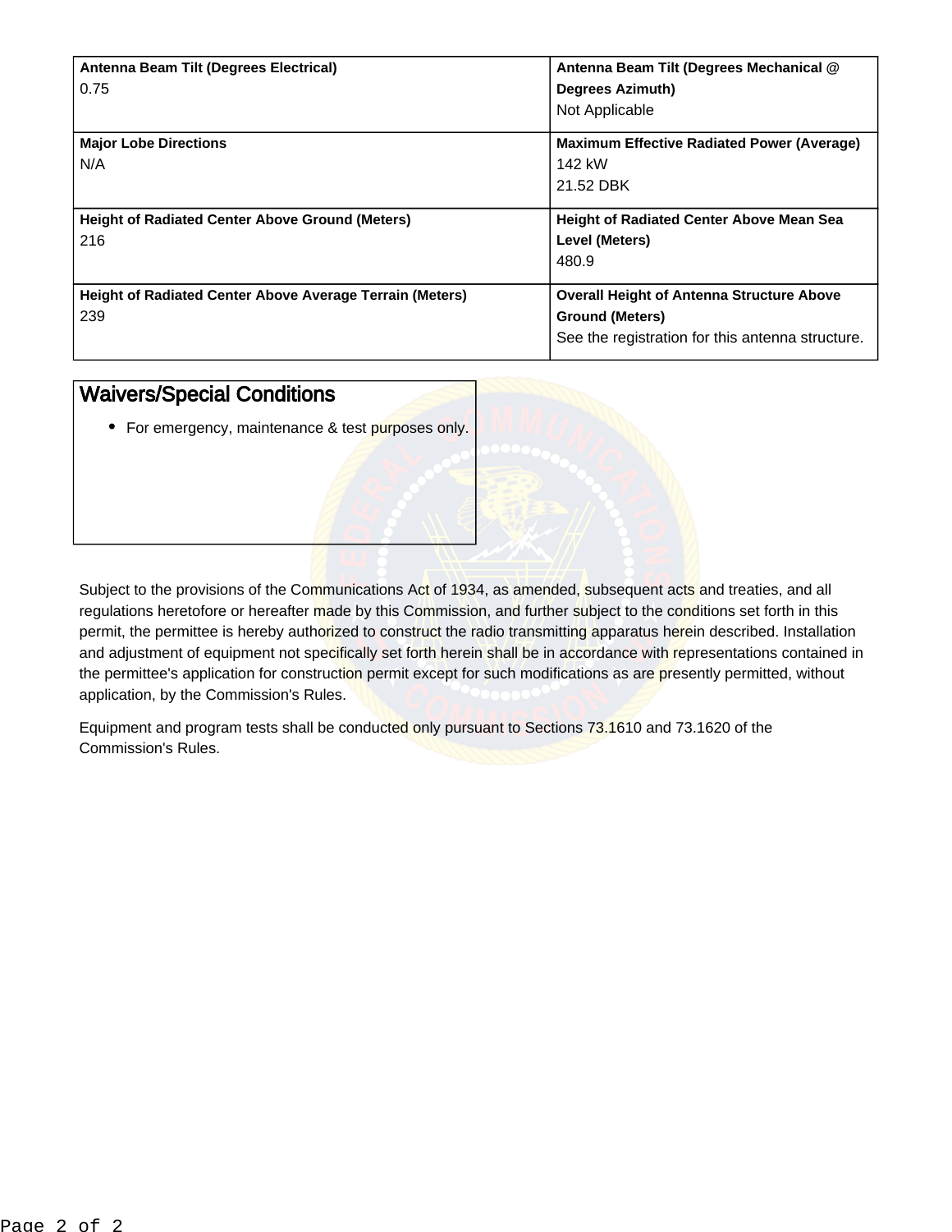| | |
|---|---|
| **Antenna Beam Tilt (Degrees Electrical)**<br>0.75 | **Antenna Beam Tilt (Degrees Mechanical @ Degrees Azimuth)**<br>Not Applicable |
| **Major Lobe Directions**<br>N/A | **Maximum Effective Radiated Power (Average)**<br>142 kW<br>21.52 DBK |
| **Height of Radiated Center Above Ground (Meters)**<br>216 | **Height of Radiated Center Above Mean Sea Level (Meters)**<br>480.9 |
| **Height of Radiated Center Above Average Terrain (Meters)**<br>239 | **Overall Height of Antenna Structure Above Ground (Meters)**<br>See the registration for this antenna structure. |

## Waivers/Special Conditions

- For emergency, maintenance & test purposes only.

Subject to the provisions of the Communications Act of 1934, as amended, subsequent acts and treaties, and all regulations heretofore or hereafter made by this Commission, and further subject to the conditions set forth in this permit, the permittee is hereby authorized to construct the radio transmitting apparatus herein described. Installation and adjustment of equipment not specifically set forth herein shall be in accordance with representations contained in the permittee's application for construction permit except for such modifications as are presently permitted, without application, by the Commission's Rules.

Equipment and program tests shall be conducted only pursuant to Sections 73.1610 and 73.1620 of the Commission's Rules.